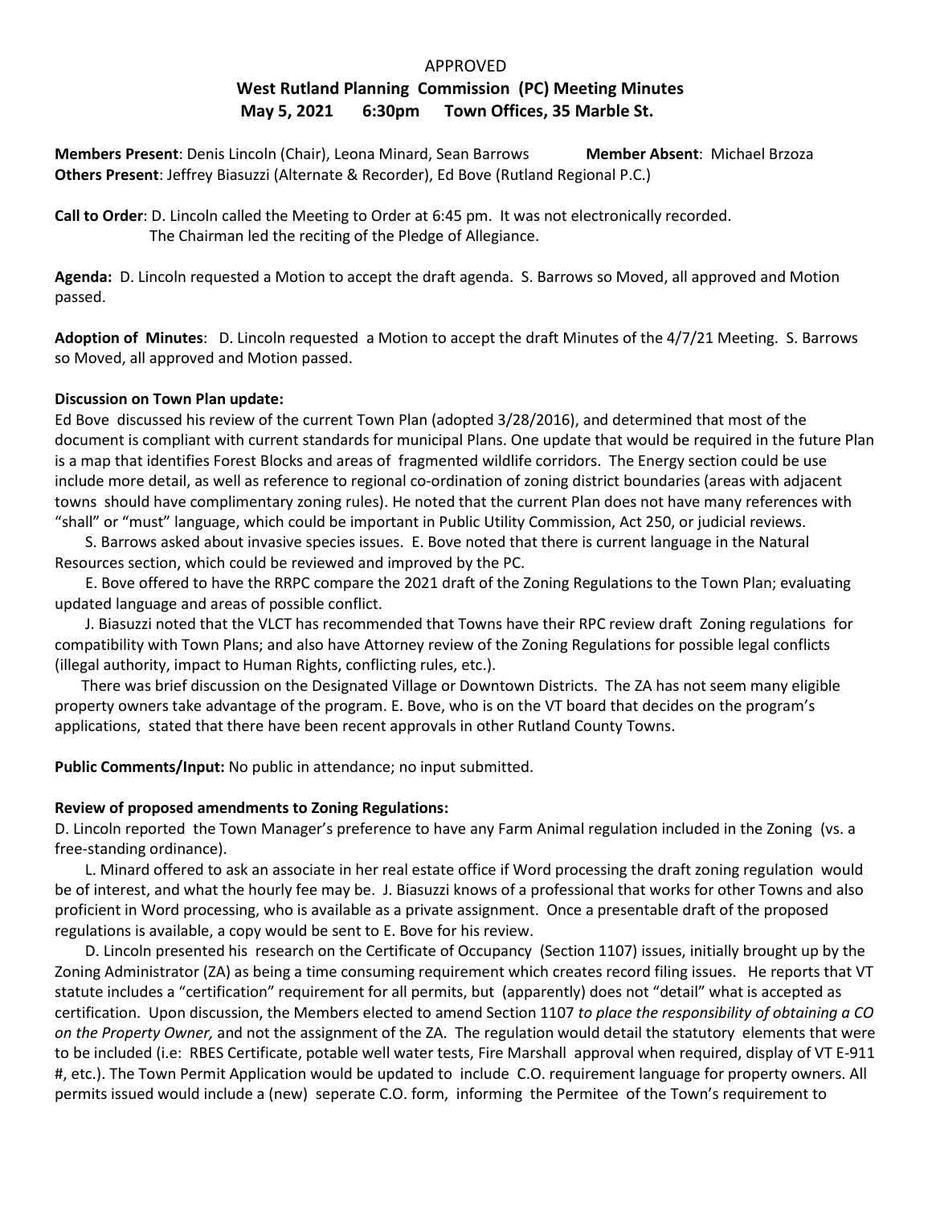APPROVED

**West Rutland Planning Commission (PC) Meeting Minutes**
**May 5, 2021 6:30pm Town Offices, 35 Marble St.**

**Members Present**: Denis Lincoln (Chair), Leona Minard, Sean Barrows **Member Absent**: Michael Brzoza
**Others Present**: Jeffrey Biasuzzi (Alternate & Recorder), Ed Bove (Rutland Regional P.C.)

**Call to Order**: D. Lincoln called the Meeting to Order at 6:45 pm. It was not electronically recorded.
The Chairman led the reciting of the Pledge of Allegiance.

**Agenda:** D. Lincoln requested a Motion to accept the draft agenda. S. Barrows so Moved, all approved and Motion passed.

**Adoption of Minutes**: D. Lincoln requested a Motion to accept the draft Minutes of the 4/7/21 Meeting. S. Barrows so Moved, all approved and Motion passed.

**Discussion on Town Plan update:**

Ed Bove discussed his review of the current Town Plan (adopted 3/28/2016), and determined that most of the document is compliant with current standards for municipal Plans. One update that would be required in the future Plan is a map that identifies Forest Blocks and areas of fragmented wildlife corridors. The Energy section could be use include more detail, as well as reference to regional co-ordination of zoning district boundaries (areas with adjacent towns should have complimentary zoning rules). He noted that the current Plan does not have many references with "shall" or "must" language, which could be important in Public Utility Commission, Act 250, or judicial reviews.

S. Barrows asked about invasive species issues. E. Bove noted that there is current language in the Natural Resources section, which could be reviewed and improved by the PC.

E. Bove offered to have the RRPC compare the 2021 draft of the Zoning Regulations to the Town Plan; evaluating updated language and areas of possible conflict.

J. Biasuzzi noted that the VLCT has recommended that Towns have their RPC review draft Zoning regulations for compatibility with Town Plans; and also have Attorney review of the Zoning Regulations for possible legal conflicts (illegal authority, impact to Human Rights, conflicting rules, etc.).

There was brief discussion on the Designated Village or Downtown Districts. The ZA has not seem many eligible property owners take advantage of the program. E. Bove, who is on the VT board that decides on the program's applications, stated that there have been recent approvals in other Rutland County Towns.

**Public Comments/Input:** No public in attendance; no input submitted.

**Review of proposed amendments to Zoning Regulations:**

D. Lincoln reported the Town Manager's preference to have any Farm Animal regulation included in the Zoning (vs. a free-standing ordinance).

L. Minard offered to ask an associate in her real estate office if Word processing the draft zoning regulation would be of interest, and what the hourly fee may be. J. Biasuzzi knows of a professional that works for other Towns and also proficient in Word processing, who is available as a private assignment. Once a presentable draft of the proposed regulations is available, a copy would be sent to E. Bove for his review.

D. Lincoln presented his research on the Certificate of Occupancy (Section 1107) issues, initially brought up by the Zoning Administrator (ZA) as being a time consuming requirement which creates record filing issues. He reports that VT statute includes a "certification" requirement for all permits, but (apparently) does not "detail" what is accepted as certification. Upon discussion, the Members elected to amend Section 1107 *to place the responsibility of obtaining a CO on the Property Owner,* and not the assignment of the ZA. The regulation would detail the statutory elements that were to be included (i.e: RBES Certificate, potable well water tests, Fire Marshall approval when required, display of VT E-911 #, etc.). The Town Permit Application would be updated to include C.O. requirement language for property owners. All permits issued would include a (new) seperate C.O. form, informing the Permitee of the Town's requirement to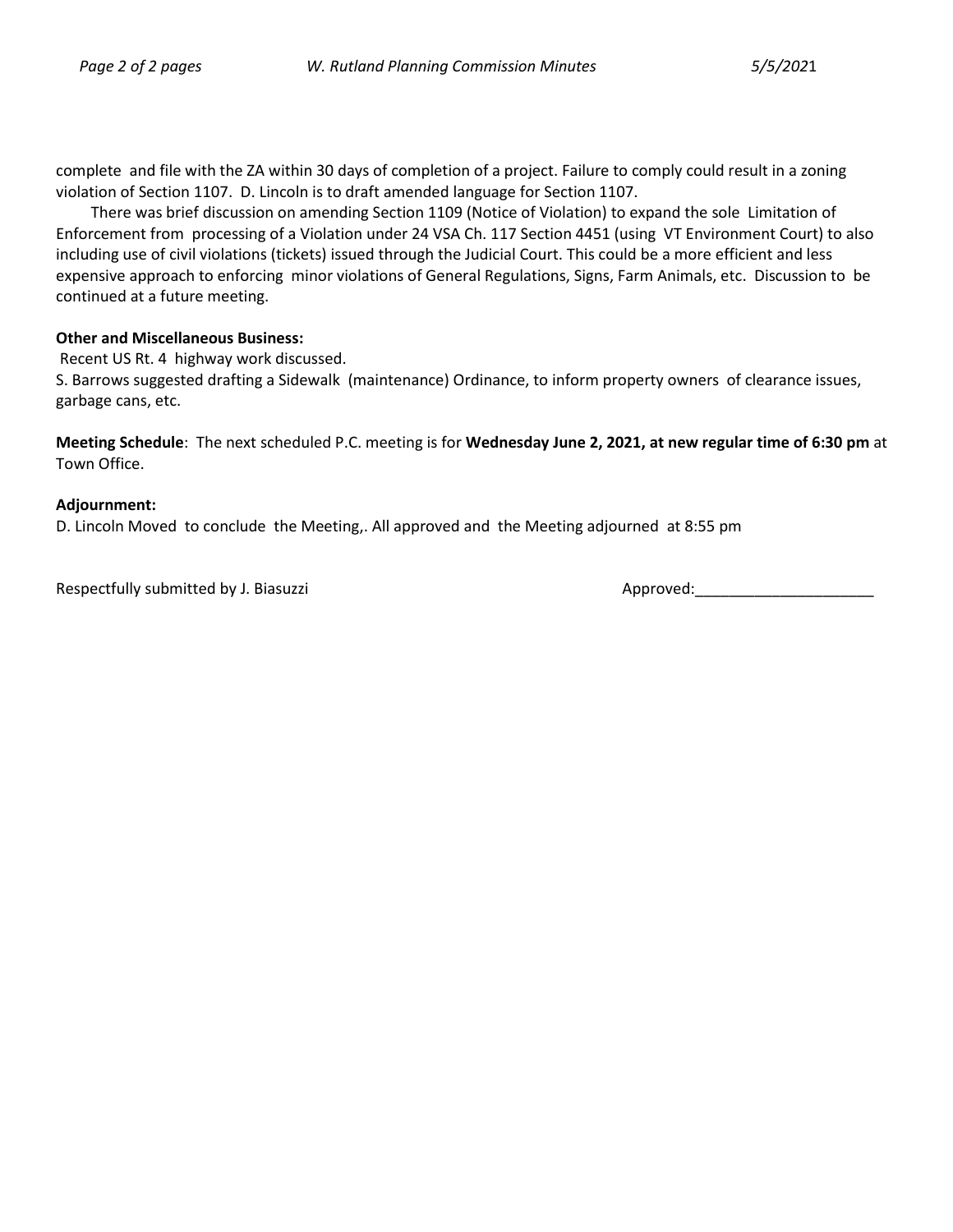complete and file with the ZA within 30 days of completion of a project. Failure to comply could result in a zoning violation of Section 1107. D. Lincoln is to draft amended language for Section 1107.

There was brief discussion on amending Section 1109 (Notice of Violation) to expand the sole Limitation of Enforcement from processing of a Violation under 24 VSA Ch. 117 Section 4451 (using VT Environment Court) to also including use of civil violations (tickets) issued through the Judicial Court. This could be a more efficient and less expensive approach to enforcing minor violations of General Regulations, Signs, Farm Animals, etc. Discussion to be continued at a future meeting.

**Other and Miscellaneous Business:**

Recent US Rt. 4 highway work discussed.

S. Barrows suggested drafting a Sidewalk (maintenance) Ordinance, to inform property owners of clearance issues, garbage cans, etc.

**Meeting Schedule**: The next scheduled P.C. meeting is for **Wednesday June 2, 2021, at new regular time of 6:30 pm** at Town Office.

**Adjournment:**

D. Lincoln Moved to conclude the Meeting,. All approved and the Meeting adjourned at 8:55 pm

Respectfully submitted by J. Biasuzzi

Approved:_____________________